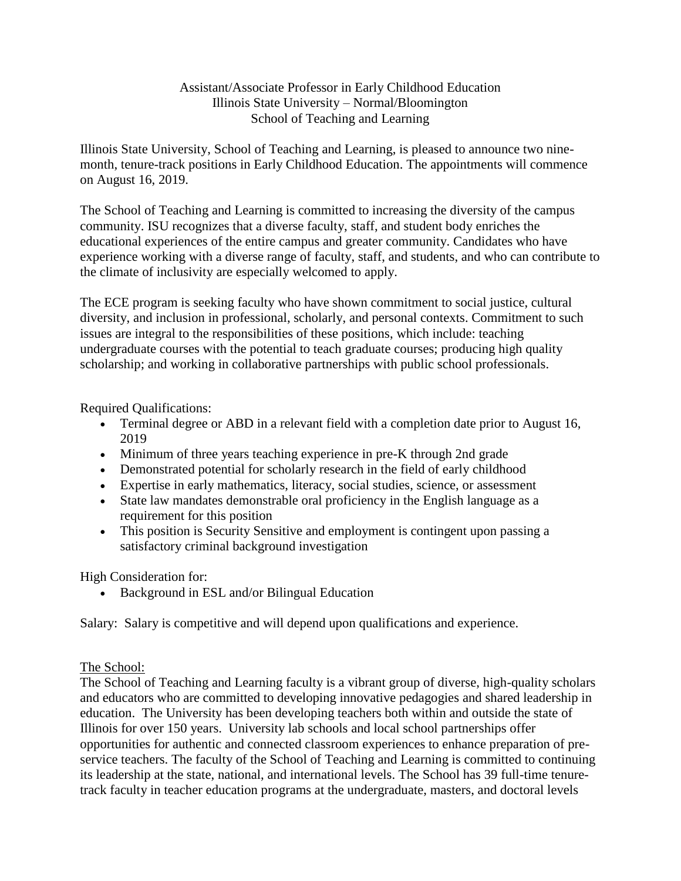# Assistant/Associate Professor in Early Childhood Education
## Illinois State University – Normal/Bloomington
## School of Teaching and Learning

Illinois State University, School of Teaching and Learning, is pleased to announce two nine-month, tenure-track positions in Early Childhood Education. The appointments will commence on August 16, 2019.

The School of Teaching and Learning is committed to increasing the diversity of the campus community. ISU recognizes that a diverse faculty, staff, and student body enriches the educational experiences of the entire campus and greater community. Candidates who have experience working with a diverse range of faculty, staff, and students, and who can contribute to the climate of inclusivity are especially welcomed to apply.

The ECE program is seeking faculty who have shown commitment to social justice, cultural diversity, and inclusion in professional, scholarly, and personal contexts. Commitment to such issues are integral to the responsibilities of these positions, which include: teaching undergraduate courses with the potential to teach graduate courses; producing high quality scholarship; and working in collaborative partnerships with public school professionals.

Required Qualifications:

- Terminal degree or ABD in a relevant field with a completion date prior to August 16, 2019
- Minimum of three years teaching experience in pre-K through 2nd grade
- Demonstrated potential for scholarly research in the field of early childhood
- Expertise in early mathematics, literacy, social studies, science, or assessment
- State law mandates demonstrable oral proficiency in the English language as a requirement for this position
- This position is Security Sensitive and employment is contingent upon passing a satisfactory criminal background investigation

High Consideration for:

- Background in ESL and/or Bilingual Education

Salary: Salary is competitive and will depend upon qualifications and experience.

<u>The School:</u>

The School of Teaching and Learning faculty is a vibrant group of diverse, high-quality scholars and educators who are committed to developing innovative pedagogies and shared leadership in education. The University has been developing teachers both within and outside the state of Illinois for over 150 years. University lab schools and local school partnerships offer opportunities for authentic and connected classroom experiences to enhance preparation of pre-service teachers. The faculty of the School of Teaching and Learning is committed to continuing its leadership at the state, national, and international levels. The School has 39 full-time tenure-track faculty in teacher education programs at the undergraduate, masters, and doctoral levels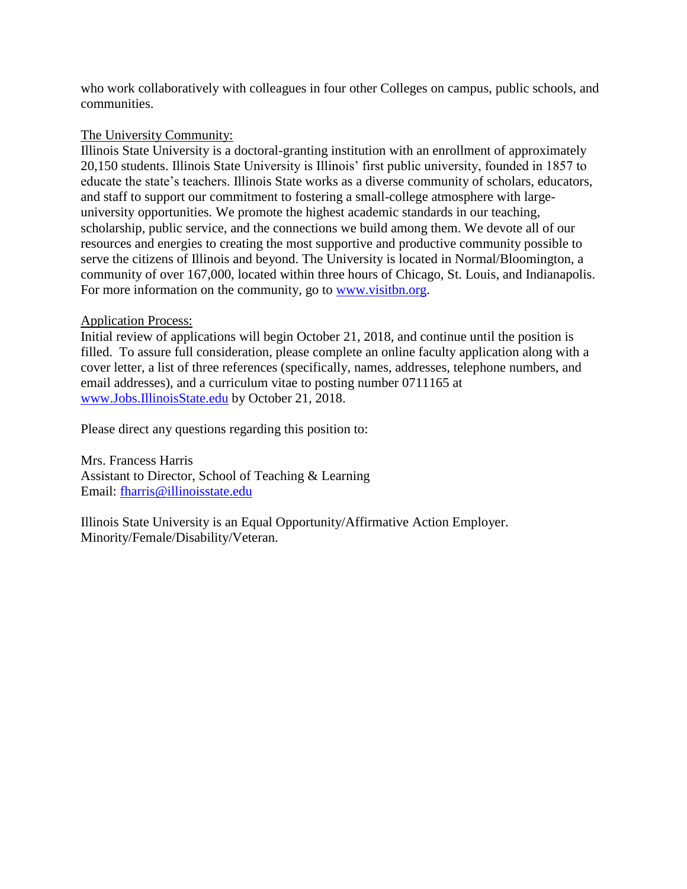who work collaboratively with colleagues in four other Colleges on campus, public schools, and communities.

The University Community:

Illinois State University is a doctoral-granting institution with an enrollment of approximately 20,150 students. Illinois State University is Illinois' first public university, founded in 1857 to educate the state's teachers. Illinois State works as a diverse community of scholars, educators, and staff to support our commitment to fostering a small-college atmosphere with large-university opportunities. We promote the highest academic standards in our teaching, scholarship, public service, and the connections we build among them. We devote all of our resources and energies to creating the most supportive and productive community possible to serve the citizens of Illinois and beyond. The University is located in Normal/Bloomington, a community of over 167,000, located within three hours of Chicago, St. Louis, and Indianapolis. For more information on the community, go to [www.visitbn.org](http://www.visitbn.org).

Application Process:

Initial review of applications will begin October 21, 2018, and continue until the position is filled. To assure full consideration, please complete an online faculty application along with a cover letter, a list of three references (specifically, names, addresses, telephone numbers, and email addresses), and a curriculum vitae to posting number 0711165 at [www.Jobs.IllinoisState.edu](http://www.Jobs.IllinoisState.edu) by October 21, 2018.

Please direct any questions regarding this position to:

Mrs. Francess Harris  
Assistant to Director, School of Teaching & Learning  
Email: [fharris@illinoisstate.edu](mailto:fharris@illinoisstate.edu)

Illinois State University is an Equal Opportunity/Affirmative Action Employer.  
Minority/Female/Disability/Veteran.